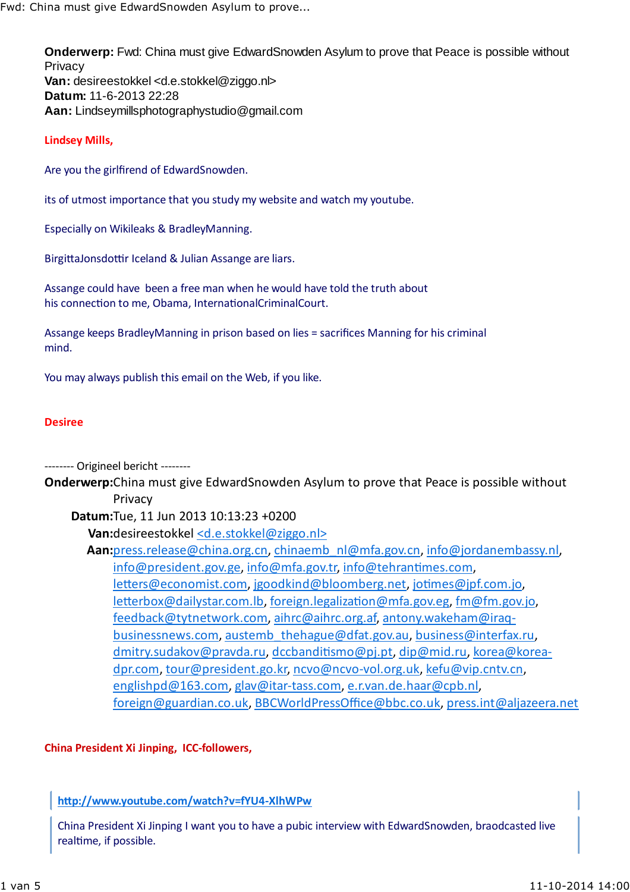**Onderwerp:** Fwd: China must give EdwardSnowden Asylum to prove that Peace is possible without Privacy
**Van:** desireestokkel <d.e.stokkel@ziggo.nl>
**Datum:** 11-6-2013 22:28
**Aan:** Lindseymillsphotographystudio@gmail.com

**Lindsey Mills,**

Are you the girlfirend of EdwardSnowden.

its of utmost importance that you study my website and watch my youtube.

Especially on Wikileaks & BradleyManning.

BirgittaJonsdottir Iceland & Julian Assange are liars.

Assange could have been a free man when he would have told the truth about his connection to me, Obama, InternationalCriminalCourt.

Assange keeps BradleyManning in prison based on lies = sacrifices Manning for his criminal mind.

You may always publish this email on the Web, if you like.

**Desiree**

-------- Origineel bericht --------

**Onderwerp:** China must give EdwardSnowden Asylum to prove that Peace is possible without Privacy
**Datum:** Tue, 11 Jun 2013 10:13:23 +0200
**Van:** desireestokkel <d.e.stokkel@ziggo.nl>
**Aan:** press.release@china.org.cn, chinaemb_nl@mfa.gov.cn, info@jordanembassy.nl, info@president.gov.ge, info@mfa.gov.tr, info@tehrantimes.com, letters@economist.com, jgoodkind@bloomberg.net, jotimes@jpf.com.jo, letterbox@dailystar.com.lb, foreign.legalization@mfa.gov.eg, fm@fm.gov.jo, feedback@tytnetwork.com, aihrc@aihrc.org.af, antony.wakeham@iraq-businessnews.com, austemb_thehague@dfat.gov.au, business@interfax.ru, dmitry.sudakov@pravda.ru, dccbanditismo@pj.pt, dip@mid.ru, korea@korea-dpr.com, tour@president.go.kr, ncvo@ncvo-vol.org.uk, kefu@vip.cntv.cn, englishpd@163.com, glav@itar-tass.com, e.r.van.de.haar@cpb.nl, foreign@guardian.co.uk, BBCWorldPressOffice@bbc.co.uk, press.int@aljazeera.net

**China President Xi Jinping, ICC-followers,**

> **http://www.youtube.com/watch?v=fYU4-XlhWPw**

> China President Xi Jinping I want you to have a pubic interview with EdwardSnowden, braodcasted live realtime, if possible.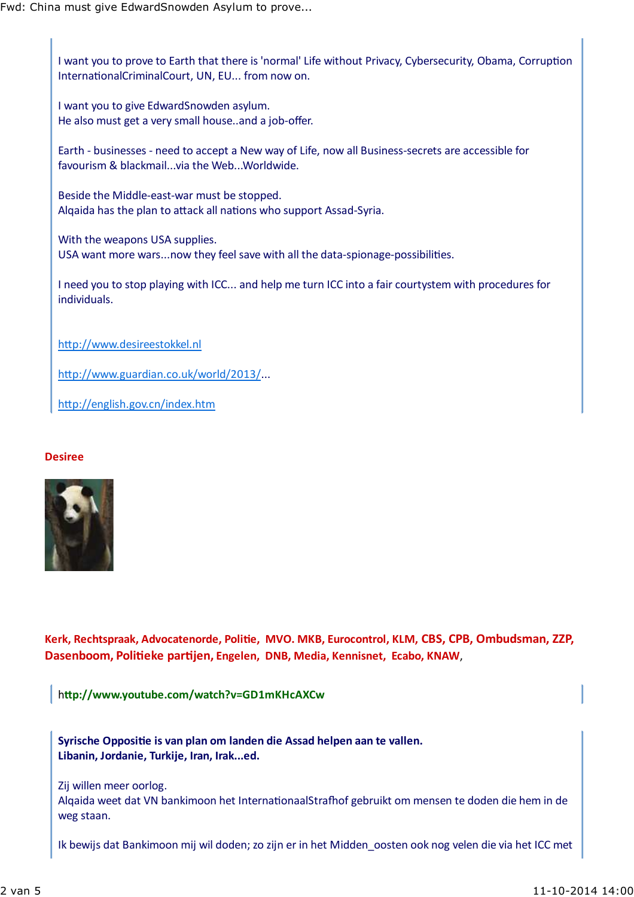I want you to prove to Earth that there is 'normal' Life without Privacy, Cybersecurity, Obama, Corruption InternationalCriminalCourt, UN, EU... from now on.

I want you to give EdwardSnowden asylum.
He also must get a very small house..and a job-offer.

Earth - businesses - need to accept a New way of Life, now all Business-secrets are accessible for favourism & blackmail...via the Web...Worldwide.

Beside the Middle-east-war must be stopped.
Alqaida has the plan to attack all nations who support Assad-Syria.

With the weapons USA supplies.
USA want more wars...now they feel save with all the data-spionage-possibilities.

I need you to stop playing with ICC... and help me turn ICC into a fair courtystem with procedures for individuals.

http://www.desireestokkel.nl

http://www.guardian.co.uk/world/2013/...

http://english.gov.cn/index.htm

**Desiree**

**Kerk, Rechtspraak, Advocatenorde, Politie, MVO. MKB, Eurocontrol, KLM, CBS, CPB, Ombudsman, ZZP, Dasenboom, Politieke partijen, Engelen, DNB, Media, Kennisnet, Ecabo, KNAW**,

**http://www.youtube.com/watch?v=GD1mKHcAXCw**

**Syrische Oppositie is van plan om landen die Assad helpen aan te vallen.**
**Libanin, Jordanie, Turkije, Iran, Irak...ed.**

Zij willen meer oorlog.
Alqaida weet dat VN bankimoon het InternationaalStrafhof gebruikt om mensen te doden die hem in de weg staan.

Ik bewijs dat Bankimoon mij wil doden; zo zijn er in het Midden_oosten ook nog velen die via het ICC met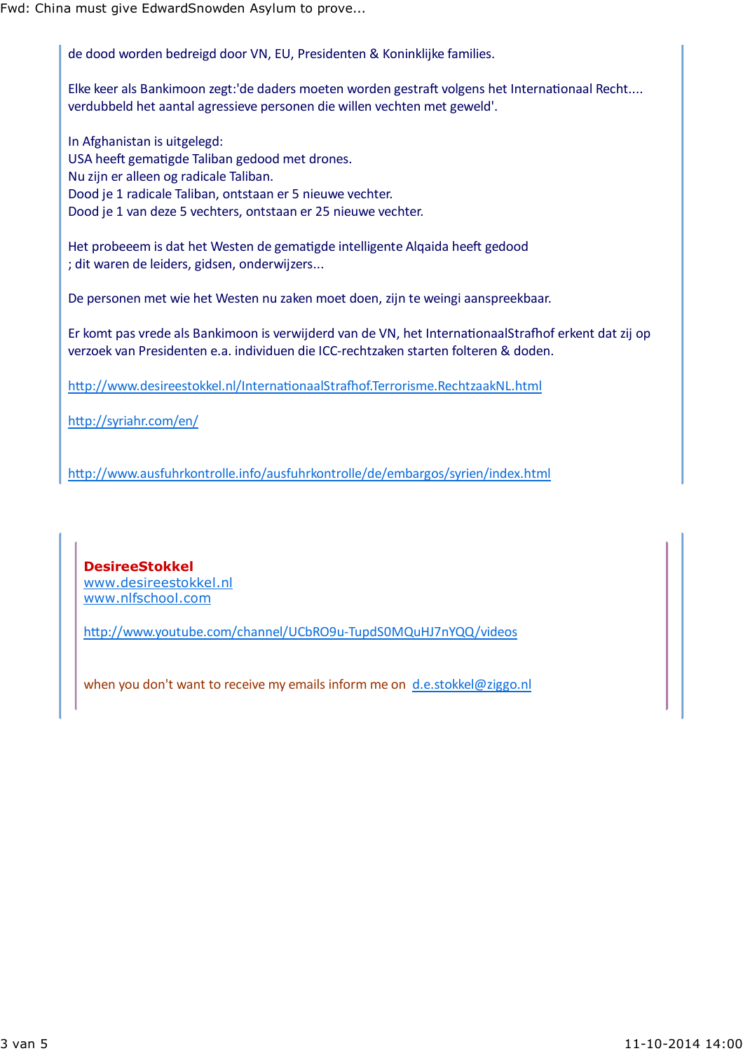de dood worden bedreigd door VN, EU, Presidenten & Koninklijke families.

Elke keer als Bankimoon zegt:'de daders moeten worden gestraft volgens het Internationaal Recht.... verdubbeld het aantal agressieve personen die willen vechten met geweld'.

In Afghanistan is uitgelegd:
USA heeft gematigde Taliban gedood met drones.
Nu zijn er alleen og radicale Taliban.
Dood je 1 radicale Taliban, ontstaan er 5 nieuwe vechter.
Dood je 1 van deze 5 vechters, ontstaan er 25 nieuwe vechter.

Het probeeem is dat het Westen de gematigde intelligente Alqaida heeft gedood
; dit waren de leiders, gidsen, onderwijzers...

De personen met wie het Westen nu zaken moet doen, zijn te weingi aanspreekbaar.

Er komt pas vrede als Bankimoon is verwijderd van de VN, het InternationaalStrafhof erkent dat zij op verzoek van Presidenten e.a. individuen die ICC-rechtzaken starten folteren & doden.

http://www.desireestokkel.nl/InternationaalStrafhof.Terrorisme.RechtzaakNL.html

http://syriahr.com/en/

http://www.ausfuhrkontrolle.info/ausfuhrkontrolle/de/embargos/syrien/index.html

**DesireeStokkel**
www.desireestokkel.nl
www.nlfschool.com

http://www.youtube.com/channel/UCbRO9u-TupdS0MQuHJ7nYQQ/videos

when you don't want to receive my emails inform me on d.e.stokkel@ziggo.nl